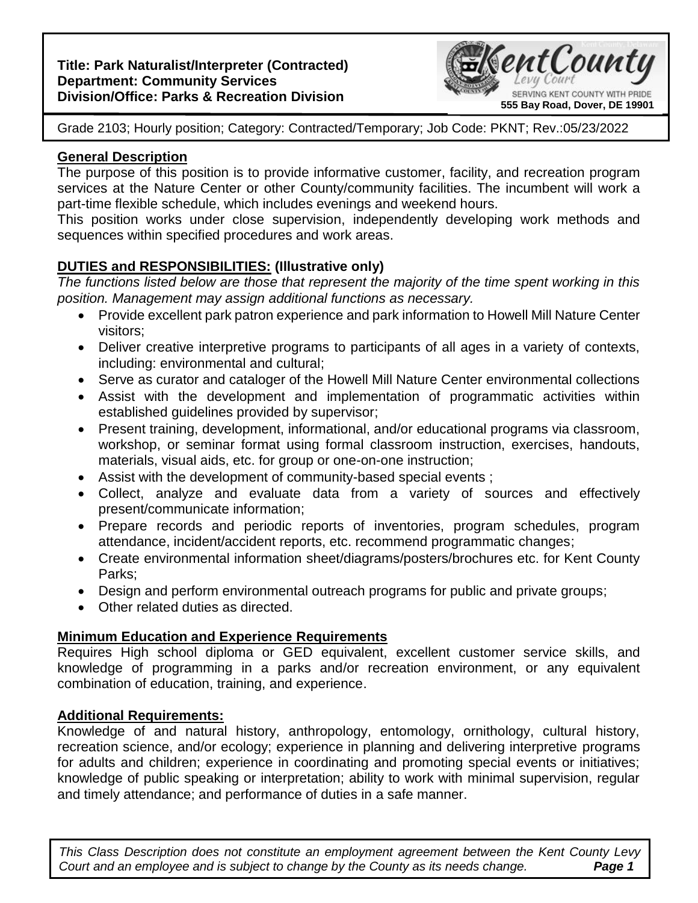**Title: Park Naturalist/Interpreter (Contracted)**
**Department: Community Services**
**Division/Office: Parks & Recreation Division**

Kent County Levy Court
SERVING KENT COUNTY WITH PRIDE
**555 Bay Road, Dover, DE 19901**

Grade 2103; Hourly position; Category: Contracted/Temporary; Job Code: PKNT; Rev.:05/23/2022

## General Description

The purpose of this position is to provide informative customer, facility, and recreation program services at the Nature Center or other County/community facilities. The incumbent will work a part-time flexible schedule, which includes evenings and weekend hours.

This position works under close supervision, independently developing work methods and sequences within specified procedures and work areas.

## DUTIES and RESPONSIBILITIES: (Illustrative only)

*The functions listed below are those that represent the majority of the time spent working in this position. Management may assign additional functions as necessary.*

- Provide excellent park patron experience and park information to Howell Mill Nature Center visitors;
- Deliver creative interpretive programs to participants of all ages in a variety of contexts, including: environmental and cultural;
- Serve as curator and cataloger of the Howell Mill Nature Center environmental collections
- Assist with the development and implementation of programmatic activities within established guidelines provided by supervisor;
- Present training, development, informational, and/or educational programs via classroom, workshop, or seminar format using formal classroom instruction, exercises, handouts, materials, visual aids, etc. for group or one-on-one instruction;
- Assist with the development of community-based special events ;
- Collect, analyze and evaluate data from a variety of sources and effectively present/communicate information;
- Prepare records and periodic reports of inventories, program schedules, program attendance, incident/accident reports, etc. recommend programmatic changes;
- Create environmental information sheet/diagrams/posters/brochures etc. for Kent County Parks;
- Design and perform environmental outreach programs for public and private groups;
- Other related duties as directed.

## Minimum Education and Experience Requirements

Requires High school diploma or GED equivalent, excellent customer service skills, and knowledge of programming in a parks and/or recreation environment, or any equivalent combination of education, training, and experience.

## Additional Requirements:

Knowledge of and natural history, anthropology, entomology, ornithology, cultural history, recreation science, and/or ecology; experience in planning and delivering interpretive programs for adults and children; experience in coordinating and promoting special events or initiatives; knowledge of public speaking or interpretation; ability to work with minimal supervision, regular and timely attendance; and performance of duties in a safe manner.

*This Class Description does not constitute an employment agreement between the Kent County Levy Court and an employee and is subject to change by the County as its needs change.*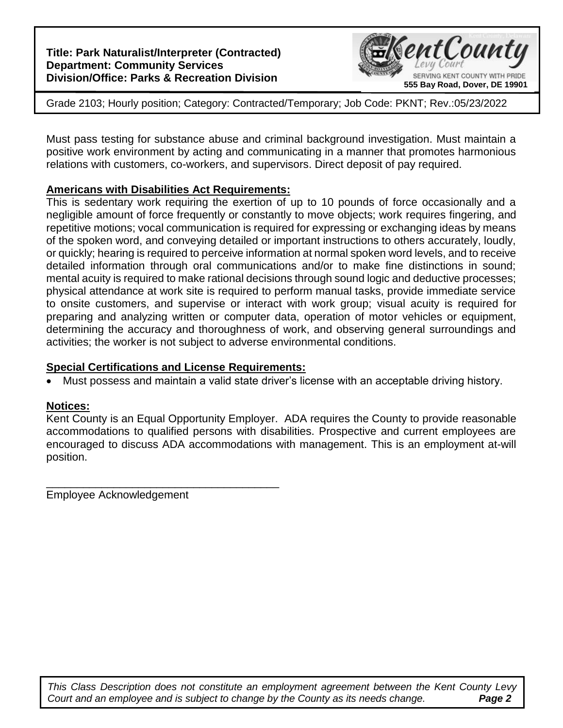Must pass testing for substance abuse and criminal background investigation. Must maintain a positive work environment by acting and communicating in a manner that promotes harmonious relations with customers, co-workers, and supervisors. Direct deposit of pay required.

**Americans with Disabilities Act Requirements:**

This is sedentary work requiring the exertion of up to 10 pounds of force occasionally and a negligible amount of force frequently or constantly to move objects; work requires fingering, and repetitive motions; vocal communication is required for expressing or exchanging ideas by means of the spoken word, and conveying detailed or important instructions to others accurately, loudly, or quickly; hearing is required to perceive information at normal spoken word levels, and to receive detailed information through oral communications and/or to make fine distinctions in sound; mental acuity is required to make rational decisions through sound logic and deductive processes; physical attendance at work site is required to perform manual tasks, provide immediate service to onsite customers, and supervise or interact with work group; visual acuity is required for preparing and analyzing written or computer data, operation of motor vehicles or equipment, determining the accuracy and thoroughness of work, and observing general surroundings and activities; the worker is not subject to adverse environmental conditions.

**Special Certifications and License Requirements:**

- Must possess and maintain a valid state driver's license with an acceptable driving history.

**Notices:**

Kent County is an Equal Opportunity Employer. ADA requires the County to provide reasonable accommodations to qualified persons with disabilities. Prospective and current employees are encouraged to discuss ADA accommodations with management. This is an employment at-will position.

\_\_\_\_\_\_\_\_\_\_\_\_\_\_\_\_\_\_\_\_\_\_\_\_\_\_\_\_\_\_\_\_\_\_\_\_\_\_\_\_

Employee Acknowledgement

*This Class Description does not constitute an employment agreement between the Kent County Levy Court and an employee and is subject to change by the County as its needs change.*